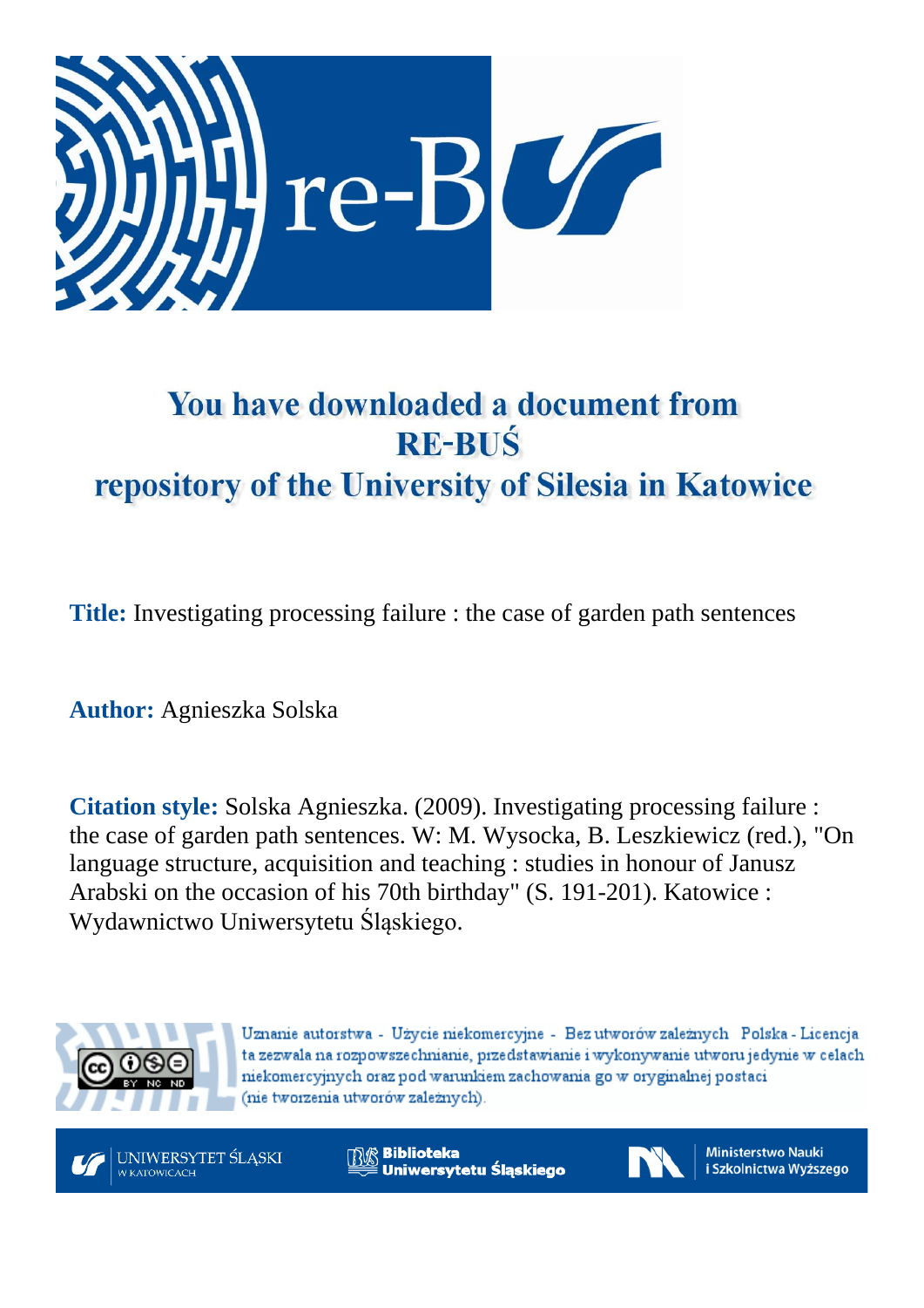# You have downloaded a document from RE-BUŚ repository of the University of Silesia in Katowice

**Title:** Investigating processing failure : the case of garden path sentences

**Author:** Agnieszka Solska

**Citation style:** Solska Agnieszka. (2009). Investigating processing failure : the case of garden path sentences. W: M. Wysocka, B. Leszkiewicz (red.), "On language structure, acquisition and teaching : studies in honour of Janusz Arabski on the occasion of his 70th birthday" (S. 191-201). Katowice : Wydawnictwo Uniwersytetu Śląskiego.

Uznanie autorstwa - Użycie niekomercyjne - Bez utworów zależnych Polska - Licencja ta zezwala na rozpowszechnianie, przedstawianie i wykonywanie utworu jedynie w celach niekomercyjnych oraz pod warunkiem zachowania go w oryginalnej postaci (nie tworzenia utworów zależnych).

UNIWERSYTET ŚLĄSKI W KATOWICACH | Biblioteka Uniwersytetu Śląskiego | Ministerstwo Nauki i Szkolnictwa Wyższego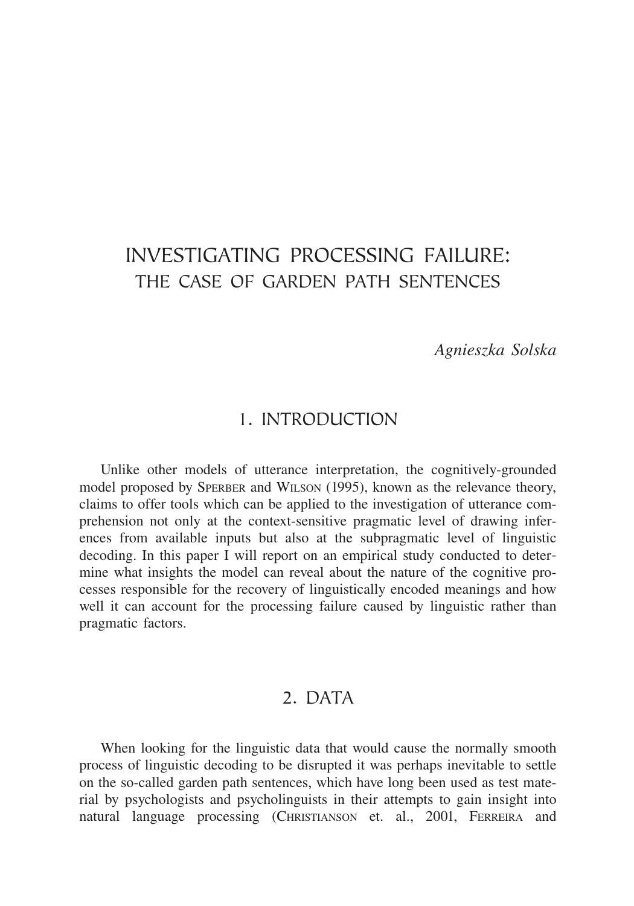# INVESTIGATING PROCESSING FAILURE: THE CASE OF GARDEN PATH SENTENCES

*Agnieszka Solska*

## 1. INTRODUCTION

Unlike other models of utterance interpretation, the cognitively-grounded model proposed by SPERBER and WILSON (1995), known as the relevance theory, claims to offer tools which can be applied to the investigation of utterance comprehension not only at the context-sensitive pragmatic level of drawing inferences from available inputs but also at the subpragmatic level of linguistic decoding. In this paper I will report on an empirical study conducted to determine what insights the model can reveal about the nature of the cognitive processes responsible for the recovery of linguistically encoded meanings and how well it can account for the processing failure caused by linguistic rather than pragmatic factors.

## 2. DATA

When looking for the linguistic data that would cause the normally smooth process of linguistic decoding to be disrupted it was perhaps inevitable to settle on the so-called garden path sentences, which have long been used as test material by psychologists and psycholinguists in their attempts to gain insight into natural language processing (CHRISTIANSON et. al., 2001, FERREIRA and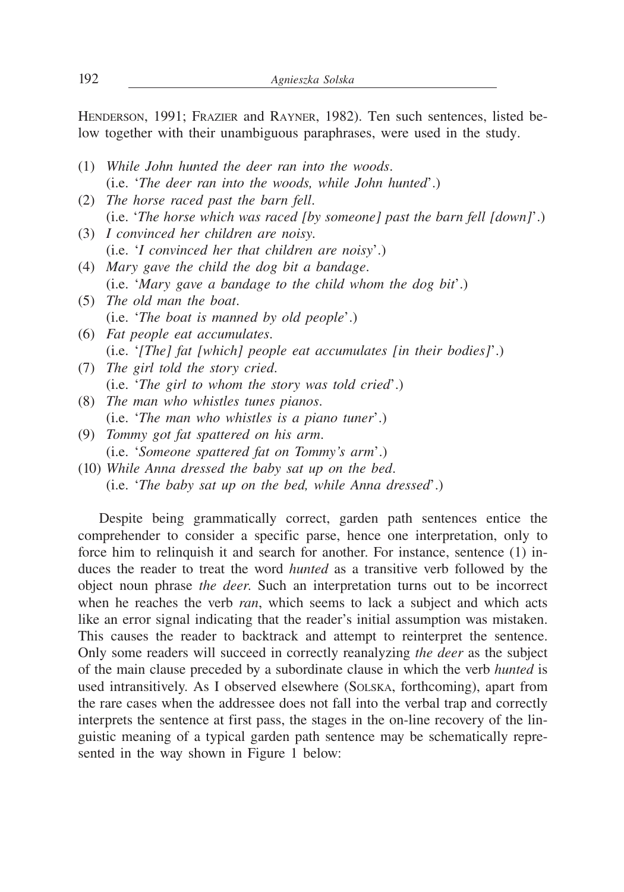Henderson, 1991; Frazier and Rayner, 1982). Ten such sentences, listed below together with their unambiguous paraphrases, were used in the study.

(1) *While John hunted the deer ran into the woods*.  
 (i.e. '*The deer ran into the woods, while John hunted*'.)  
(2) *The horse raced past the barn fell*.  
 (i.e. '*The horse which was raced [by someone] past the barn fell [down]*'.)  
(3) *I convinced her children are noisy*.  
 (i.e. '*I convinced her that children are noisy*'.)  
(4) *Mary gave the child the dog bit a bandage*.  
 (i.e. '*Mary gave a bandage to the child whom the dog bit*'.)  
(5) *The old man the boat*.  
 (i.e. '*The boat is manned by old people*'.)  
(6) *Fat people eat accumulates*.  
 (i.e. '*[The] fat [which] people eat accumulates [in their bodies]*'.)  
(7) *The girl told the story cried*.  
 (i.e. '*The girl to whom the story was told cried*'.)  
(8) *The man who whistles tunes pianos*.  
 (i.e. '*The man who whistles is a piano tuner*'.)  
(9) *Tommy got fat spattered on his arm*.  
 (i.e. '*Someone spattered fat on Tommy's arm*'.)  
(10) *While Anna dressed the baby sat up on the bed*.  
 (i.e. '*The baby sat up on the bed, while Anna dressed*'.)

Despite being grammatically correct, garden path sentences entice the comprehender to consider a specific parse, hence one interpretation, only to force him to relinquish it and search for another. For instance, sentence (1) induces the reader to treat the word *hunted* as a transitive verb followed by the object noun phrase *the deer*. Such an interpretation turns out to be incorrect when he reaches the verb *ran*, which seems to lack a subject and which acts like an error signal indicating that the reader's initial assumption was mistaken. This causes the reader to backtrack and attempt to reinterpret the sentence. Only some readers will succeed in correctly reanalyzing *the deer* as the subject of the main clause preceded by a subordinate clause in which the verb *hunted* is used intransitively. As I observed elsewhere (Solska, forthcoming), apart from the rare cases when the addressee does not fall into the verbal trap and correctly interprets the sentence at first pass, the stages in the on-line recovery of the linguistic meaning of a typical garden path sentence may be schematically represented in the way shown in Figure 1 below: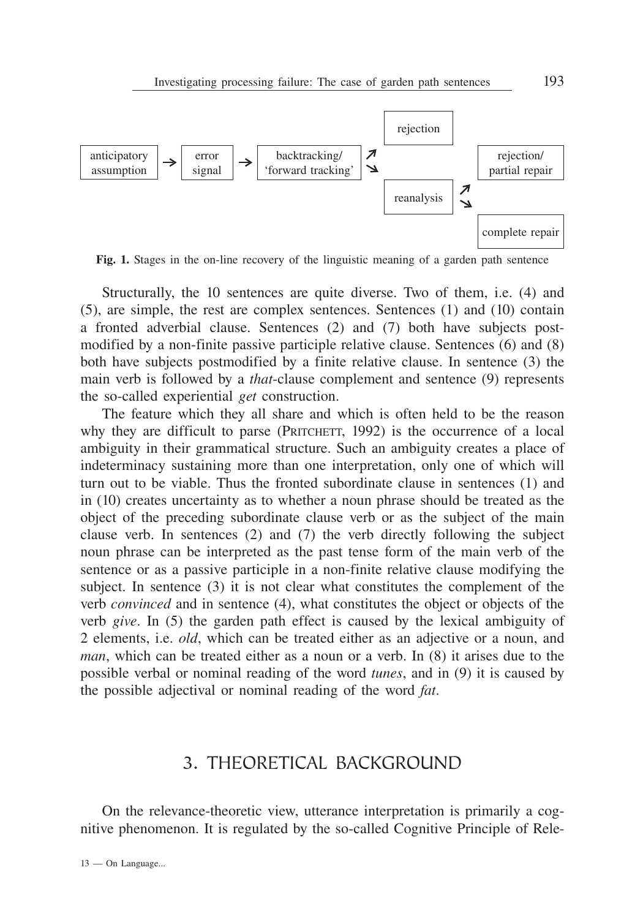| anticipatory assumption | → | error signal | → | backtracking/ 'forward tracking' | ↗ ↘ | rejection / reanalysis | ↗ ↘ | rejection/ partial repair / complete repair |
|---|---|---|---|---|---|---|---|---|

**Fig. 1.** Stages in the on-line recovery of the linguistic meaning of a garden path sentence

Structurally, the 10 sentences are quite diverse. Two of them, i.e. (4) and (5), are simple, the rest are complex sentences. Sentences (1) and (10) contain a fronted adverbial clause. Sentences (2) and (7) both have subjects postmodified by a non-finite passive participle relative clause. Sentences (6) and (8) both have subjects postmodified by a finite relative clause. In sentence (3) the main verb is followed by a *that*-clause complement and sentence (9) represents the so-called experiential *get* construction.

The feature which they all share and which is often held to be the reason why they are difficult to parse (PRITCHETT, 1992) is the occurrence of a local ambiguity in their grammatical structure. Such an ambiguity creates a place of indeterminacy sustaining more than one interpretation, only one of which will turn out to be viable. Thus the fronted subordinate clause in sentences (1) and in (10) creates uncertainty as to whether a noun phrase should be treated as the object of the preceding subordinate clause verb or as the subject of the main clause verb. In sentences (2) and (7) the verb directly following the subject noun phrase can be interpreted as the past tense form of the main verb of the sentence or as a passive participle in a non-finite relative clause modifying the subject. In sentence (3) it is not clear what constitutes the complement of the verb *convinced* and in sentence (4), what constitutes the object or objects of the verb *give*. In (5) the garden path effect is caused by the lexical ambiguity of 2 elements, i.e. *old*, which can be treated either as an adjective or a noun, and *man*, which can be treated either as a noun or a verb. In (8) it arises due to the possible verbal or nominal reading of the word *tunes*, and in (9) it is caused by the possible adjectival or nominal reading of the word *fat*.

## 3. THEORETICAL BACKGROUND

On the relevance-theoretic view, utterance interpretation is primarily a cognitive phenomenon. It is regulated by the so-called Cognitive Principle of Rele-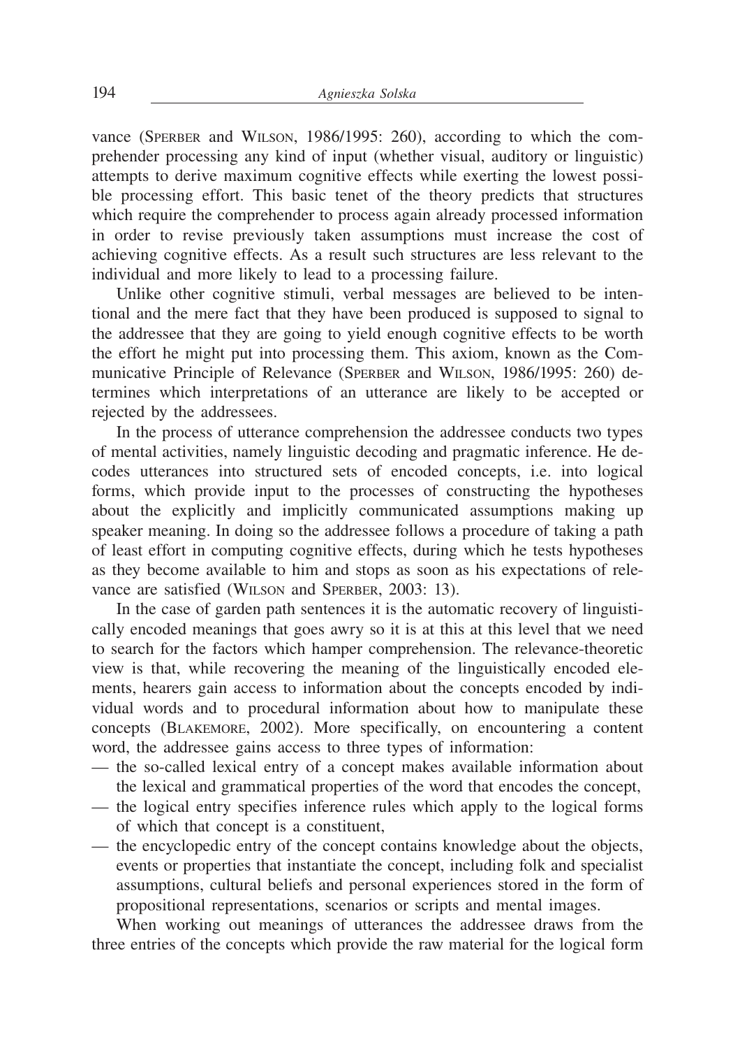vance (Sperber and Wilson, 1986/1995: 260), according to which the comprehender processing any kind of input (whether visual, auditory or linguistic) attempts to derive maximum cognitive effects while exerting the lowest possible processing effort. This basic tenet of the theory predicts that structures which require the comprehender to process again already processed information in order to revise previously taken assumptions must increase the cost of achieving cognitive effects. As a result such structures are less relevant to the individual and more likely to lead to a processing failure.

Unlike other cognitive stimuli, verbal messages are believed to be intentional and the mere fact that they have been produced is supposed to signal to the addressee that they are going to yield enough cognitive effects to be worth the effort he might put into processing them. This axiom, known as the Communicative Principle of Relevance (Sperber and Wilson, 1986/1995: 260) determines which interpretations of an utterance are likely to be accepted or rejected by the addressees.

In the process of utterance comprehension the addressee conducts two types of mental activities, namely linguistic decoding and pragmatic inference. He decodes utterances into structured sets of encoded concepts, i.e. into logical forms, which provide input to the processes of constructing the hypotheses about the explicitly and implicitly communicated assumptions making up speaker meaning. In doing so the addressee follows a procedure of taking a path of least effort in computing cognitive effects, during which he tests hypotheses as they become available to him and stops as soon as his expectations of relevance are satisfied (Wilson and Sperber, 2003: 13).

In the case of garden path sentences it is the automatic recovery of linguistically encoded meanings that goes awry so it is at this at this level that we need to search for the factors which hamper comprehension. The relevance-theoretic view is that, while recovering the meaning of the linguistically encoded elements, hearers gain access to information about the concepts encoded by individual words and to procedural information about how to manipulate these concepts (Blakemore, 2002). More specifically, on encountering a content word, the addressee gains access to three types of information:

— the so-called lexical entry of a concept makes available information about the lexical and grammatical properties of the word that encodes the concept,
— the logical entry specifies inference rules which apply to the logical forms of which that concept is a constituent,
— the encyclopedic entry of the concept contains knowledge about the objects, events or properties that instantiate the concept, including folk and specialist assumptions, cultural beliefs and personal experiences stored in the form of propositional representations, scenarios or scripts and mental images.

When working out meanings of utterances the addressee draws from the three entries of the concepts which provide the raw material for the logical form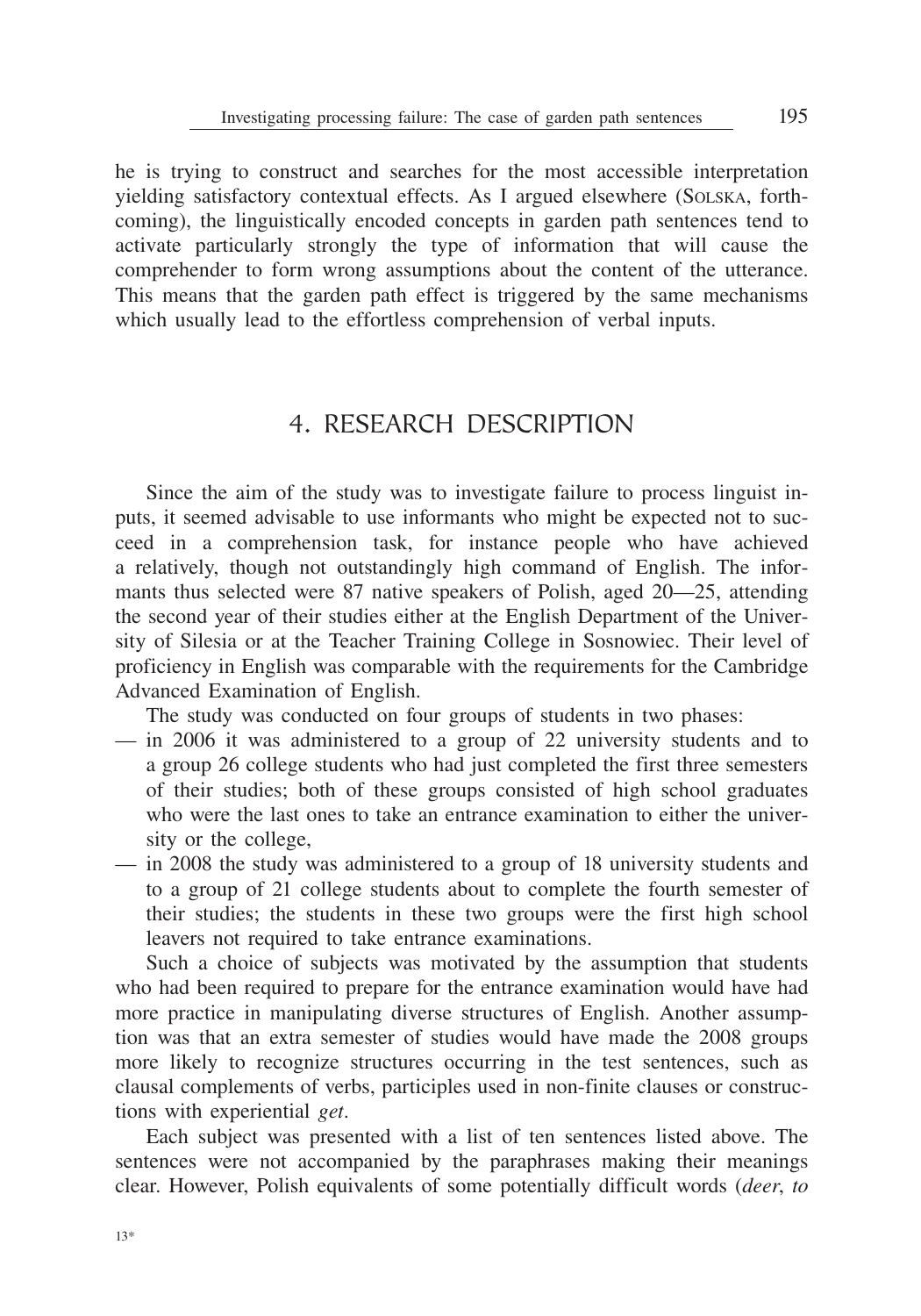he is trying to construct and searches for the most accessible interpretation yielding satisfactory contextual effects. As I argued elsewhere (SOLSKA, forthcoming), the linguistically encoded concepts in garden path sentences tend to activate particularly strongly the type of information that will cause the comprehender to form wrong assumptions about the content of the utterance. This means that the garden path effect is triggered by the same mechanisms which usually lead to the effortless comprehension of verbal inputs.

## 4. RESEARCH DESCRIPTION

Since the aim of the study was to investigate failure to process linguist inputs, it seemed advisable to use informants who might be expected not to succeed in a comprehension task, for instance people who have achieved a relatively, though not outstandingly high command of English. The informants thus selected were 87 native speakers of Polish, aged 20—25, attending the second year of their studies either at the English Department of the University of Silesia or at the Teacher Training College in Sosnowiec. Their level of proficiency in English was comparable with the requirements for the Cambridge Advanced Examination of English.

The study was conducted on four groups of students in two phases:

- in 2006 it was administered to a group of 22 university students and to a group 26 college students who had just completed the first three semesters of their studies; both of these groups consisted of high school graduates who were the last ones to take an entrance examination to either the university or the college,
- in 2008 the study was administered to a group of 18 university students and to a group of 21 college students about to complete the fourth semester of their studies; the students in these two groups were the first high school leavers not required to take entrance examinations.

Such a choice of subjects was motivated by the assumption that students who had been required to prepare for the entrance examination would have had more practice in manipulating diverse structures of English. Another assumption was that an extra semester of studies would have made the 2008 groups more likely to recognize structures occurring in the test sentences, such as clausal complements of verbs, participles used in non-finite clauses or constructions with experiential *get*.

Each subject was presented with a list of ten sentences listed above. The sentences were not accompanied by the paraphrases making their meanings clear. However, Polish equivalents of some potentially difficult words (*deer*, *to*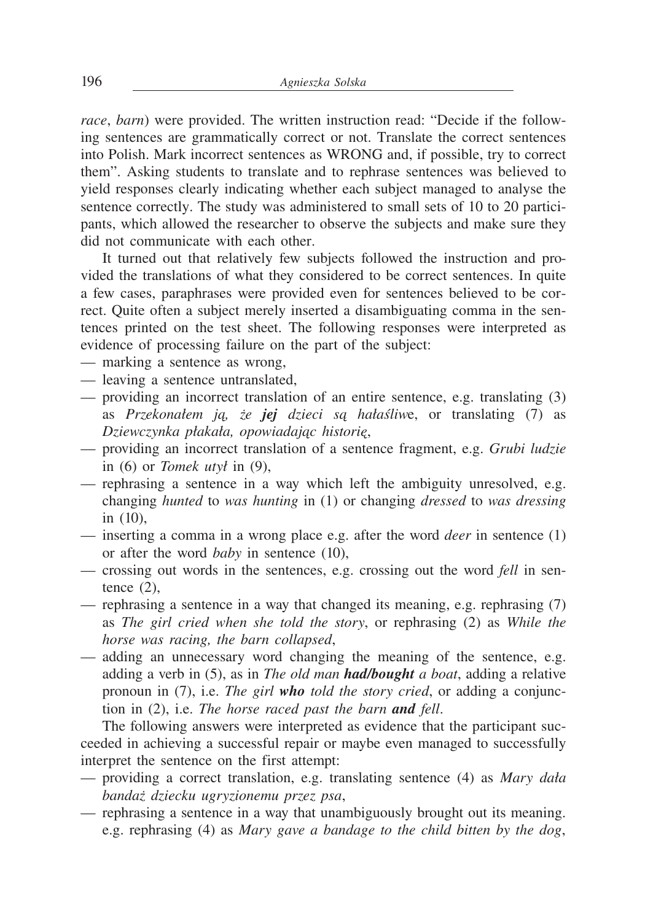*race*, *barn*) were provided. The written instruction read: "Decide if the following sentences are grammatically correct or not. Translate the correct sentences into Polish. Mark incorrect sentences as WRONG and, if possible, try to correct them". Asking students to translate and to rephrase sentences was believed to yield responses clearly indicating whether each subject managed to analyse the sentence correctly. The study was administered to small sets of 10 to 20 participants, which allowed the researcher to observe the subjects and make sure they did not communicate with each other.

It turned out that relatively few subjects followed the instruction and provided the translations of what they considered to be correct sentences. In quite a few cases, paraphrases were provided even for sentences believed to be correct. Quite often a subject merely inserted a disambiguating comma in the sentences printed on the test sheet. The following responses were interpreted as evidence of processing failure on the part of the subject:

— marking a sentence as wrong,
— leaving a sentence untranslated,
— providing an incorrect translation of an entire sentence, e.g. translating (3) as *Przekonałem ją, że **jej** dzieci są hałaśliwe*, or translating (7) as *Dziewczynka płakała, opowiadając historię*,
— providing an incorrect translation of a sentence fragment, e.g. *Grubi ludzie* in (6) or *Tomek utył* in (9),
— rephrasing a sentence in a way which left the ambiguity unresolved, e.g. changing *hunted* to *was hunting* in (1) or changing *dressed* to *was dressing* in (10),
— inserting a comma in a wrong place e.g. after the word *deer* in sentence (1) or after the word *baby* in sentence (10),
— crossing out words in the sentences, e.g. crossing out the word *fell* in sentence (2),
— rephrasing a sentence in a way that changed its meaning, e.g. rephrasing (7) as *The girl cried when she told the story*, or rephrasing (2) as *While the horse was racing, the barn collapsed*,
— adding an unnecessary word changing the meaning of the sentence, e.g. adding a verb in (5), as in *The old man **had/bought** a boat*, adding a relative pronoun in (7), i.e. *The girl **who** told the story cried*, or adding a conjunction in (2), i.e. *The horse raced past the barn **and** fell*.

The following answers were interpreted as evidence that the participant succeeded in achieving a successful repair or maybe even managed to successfully interpret the sentence on the first attempt:

— providing a correct translation, e.g. translating sentence (4) as *Mary dała bandaż dziecku ugryzionemu przez psa*,
— rephrasing a sentence in a way that unambiguously brought out its meaning. e.g. rephrasing (4) as *Mary gave a bandage to the child bitten by the dog*,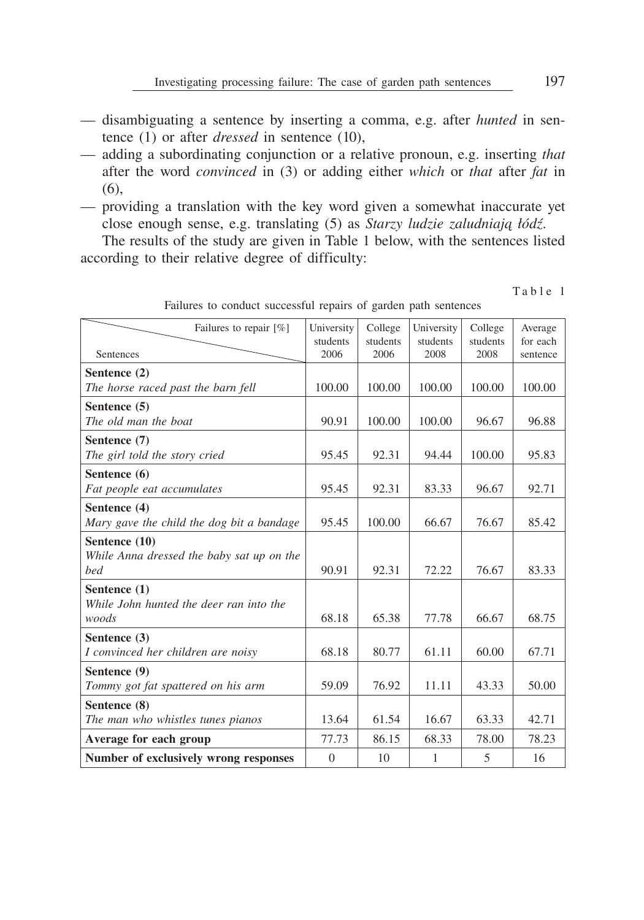- disambiguating a sentence by inserting a comma, e.g. after *hunted* in sentence (1) or after *dressed* in sentence (10),
- adding a subordinating conjunction or a relative pronoun, e.g. inserting *that* after the word *convinced* in (3) or adding either *which* or *that* after *fat* in (6),
- providing a translation with the key word given a somewhat inaccurate yet close enough sense, e.g. translating (5) as *Starzy ludzie zaludniają łódź.*

The results of the study are given in Table 1 below, with the sentences listed according to their relative degree of difficulty:

Table 1

Failures to conduct successful repairs of garden path sentences

| Sentences / Failures to repair [%] | University students 2006 | College students 2006 | University students 2008 | College students 2008 | Average for each sentence |
|---|---|---|---|---|---|
| **Sentence (2)** *The horse raced past the barn fell* | 100.00 | 100.00 | 100.00 | 100.00 | 100.00 |
| **Sentence (5)** *The old man the boat* | 90.91 | 100.00 | 100.00 | 96.67 | 96.88 |
| **Sentence (7)** *The girl told the story cried* | 95.45 | 92.31 | 94.44 | 100.00 | 95.83 |
| **Sentence (6)** *Fat people eat accumulates* | 95.45 | 92.31 | 83.33 | 96.67 | 92.71 |
| **Sentence (4)** *Mary gave the child the dog bit a bandage* | 95.45 | 100.00 | 66.67 | 76.67 | 85.42 |
| **Sentence (10)** *While Anna dressed the baby sat up on the bed* | 90.91 | 92.31 | 72.22 | 76.67 | 83.33 |
| **Sentence (1)** *While John hunted the deer ran into the woods* | 68.18 | 65.38 | 77.78 | 66.67 | 68.75 |
| **Sentence (3)** *I convinced her children are noisy* | 68.18 | 80.77 | 61.11 | 60.00 | 67.71 |
| **Sentence (9)** *Tommy got fat spattered on his arm* | 59.09 | 76.92 | 11.11 | 43.33 | 50.00 |
| **Sentence (8)** *The man who whistles tunes pianos* | 13.64 | 61.54 | 16.67 | 63.33 | 42.71 |
| **Average for each group** | 77.73 | 86.15 | 68.33 | 78.00 | 78.23 |
| **Number of exclusively wrong responses** | 0 | 10 | 1 | 5 | 16 |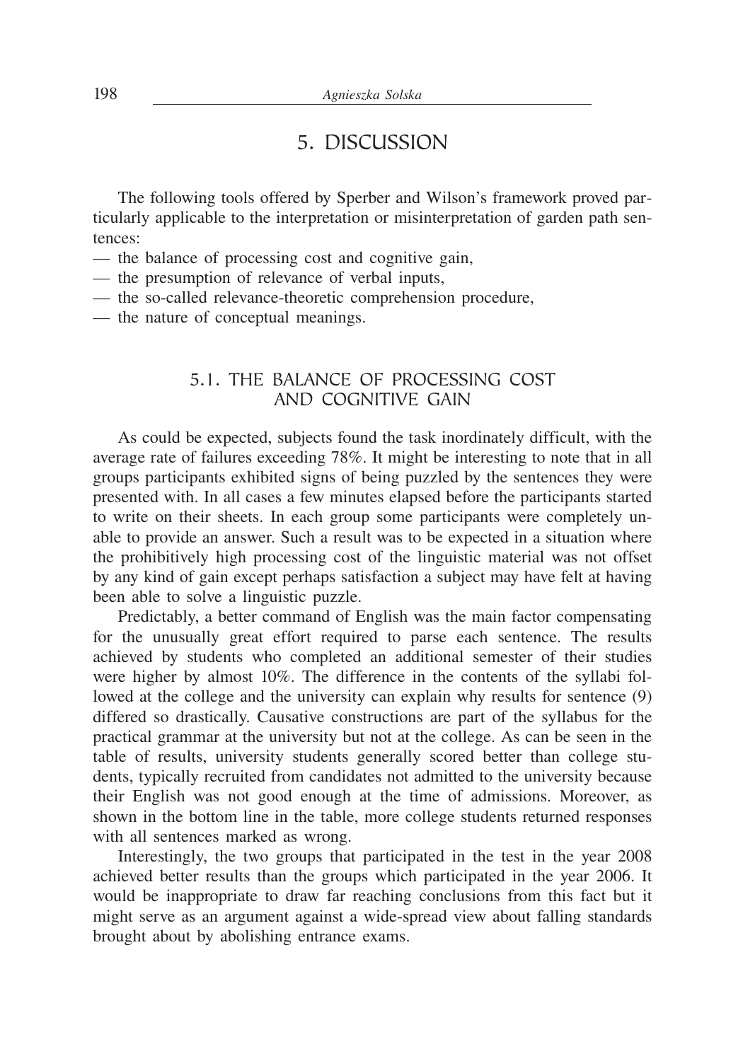## 5. DISCUSSION

The following tools offered by Sperber and Wilson's framework proved particularly applicable to the interpretation or misinterpretation of garden path sentences:

— the balance of processing cost and cognitive gain,
— the presumption of relevance of verbal inputs,
— the so-called relevance-theoretic comprehension procedure,
— the nature of conceptual meanings.

### 5.1. THE BALANCE OF PROCESSING COST AND COGNITIVE GAIN

As could be expected, subjects found the task inordinately difficult, with the average rate of failures exceeding 78%. It might be interesting to note that in all groups participants exhibited signs of being puzzled by the sentences they were presented with. In all cases a few minutes elapsed before the participants started to write on their sheets. In each group some participants were completely unable to provide an answer. Such a result was to be expected in a situation where the prohibitively high processing cost of the linguistic material was not offset by any kind of gain except perhaps satisfaction a subject may have felt at having been able to solve a linguistic puzzle.

Predictably, a better command of English was the main factor compensating for the unusually great effort required to parse each sentence. The results achieved by students who completed an additional semester of their studies were higher by almost 10%. The difference in the contents of the syllabi followed at the college and the university can explain why results for sentence (9) differed so drastically. Causative constructions are part of the syllabus for the practical grammar at the university but not at the college. As can be seen in the table of results, university students generally scored better than college students, typically recruited from candidates not admitted to the university because their English was not good enough at the time of admissions. Moreover, as shown in the bottom line in the table, more college students returned responses with all sentences marked as wrong.

Interestingly, the two groups that participated in the test in the year 2008 achieved better results than the groups which participated in the year 2006. It would be inappropriate to draw far reaching conclusions from this fact but it might serve as an argument against a wide-spread view about falling standards brought about by abolishing entrance exams.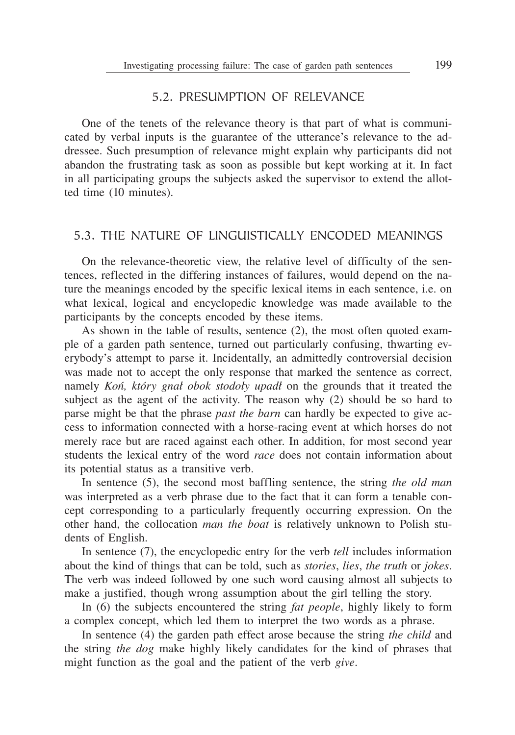## 5.2. PRESUMPTION OF RELEVANCE

One of the tenets of the relevance theory is that part of what is communicated by verbal inputs is the guarantee of the utterance's relevance to the addressee. Such presumption of relevance might explain why participants did not abandon the frustrating task as soon as possible but kept working at it. In fact in all participating groups the subjects asked the supervisor to extend the allotted time (10 minutes).

## 5.3. THE NATURE OF LINGUISTICALLY ENCODED MEANINGS

On the relevance-theoretic view, the relative level of difficulty of the sentences, reflected in the differing instances of failures, would depend on the nature the meanings encoded by the specific lexical items in each sentence, i.e. on what lexical, logical and encyclopedic knowledge was made available to the participants by the concepts encoded by these items.

As shown in the table of results, sentence (2), the most often quoted example of a garden path sentence, turned out particularly confusing, thwarting everybody's attempt to parse it. Incidentally, an admittedly controversial decision was made not to accept the only response that marked the sentence as correct, namely *Koń, który gnał obok stodoły upadł* on the grounds that it treated the subject as the agent of the activity. The reason why (2) should be so hard to parse might be that the phrase *past the barn* can hardly be expected to give access to information connected with a horse-racing event at which horses do not merely race but are raced against each other. In addition, for most second year students the lexical entry of the word *race* does not contain information about its potential status as a transitive verb.

In sentence (5), the second most baffling sentence, the string *the old man* was interpreted as a verb phrase due to the fact that it can form a tenable concept corresponding to a particularly frequently occurring expression. On the other hand, the collocation *man the boat* is relatively unknown to Polish students of English.

In sentence (7), the encyclopedic entry for the verb *tell* includes information about the kind of things that can be told, such as *stories*, *lies*, *the truth* or *jokes*. The verb was indeed followed by one such word causing almost all subjects to make a justified, though wrong assumption about the girl telling the story.

In (6) the subjects encountered the string *fat people*, highly likely to form a complex concept, which led them to interpret the two words as a phrase.

In sentence (4) the garden path effect arose because the string *the child* and the string *the dog* make highly likely candidates for the kind of phrases that might function as the goal and the patient of the verb *give*.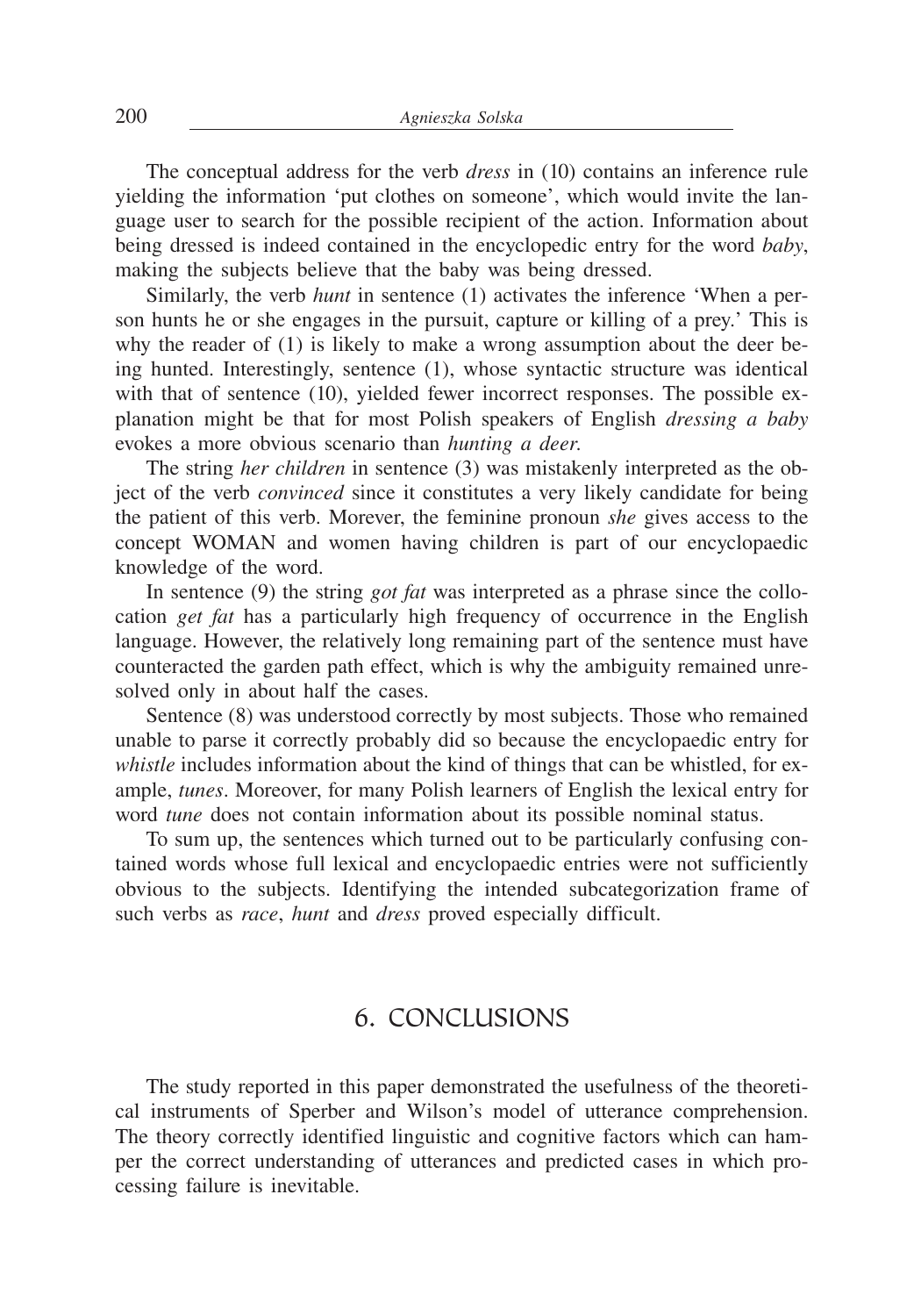The conceptual address for the verb *dress* in (10) contains an inference rule yielding the information 'put clothes on someone', which would invite the language user to search for the possible recipient of the action. Information about being dressed is indeed contained in the encyclopedic entry for the word *baby*, making the subjects believe that the baby was being dressed.

Similarly, the verb *hunt* in sentence (1) activates the inference 'When a person hunts he or she engages in the pursuit, capture or killing of a prey.' This is why the reader of (1) is likely to make a wrong assumption about the deer being hunted. Interestingly, sentence (1), whose syntactic structure was identical with that of sentence (10), yielded fewer incorrect responses. The possible explanation might be that for most Polish speakers of English *dressing a baby* evokes a more obvious scenario than *hunting a deer.*

The string *her children* in sentence (3) was mistakenly interpreted as the object of the verb *convinced* since it constitutes a very likely candidate for being the patient of this verb. Morever, the feminine pronoun *she* gives access to the concept WOMAN and women having children is part of our encyclopaedic knowledge of the word.

In sentence (9) the string *got fat* was interpreted as a phrase since the collocation *get fat* has a particularly high frequency of occurrence in the English language. However, the relatively long remaining part of the sentence must have counteracted the garden path effect, which is why the ambiguity remained unresolved only in about half the cases.

Sentence (8) was understood correctly by most subjects. Those who remained unable to parse it correctly probably did so because the encyclopaedic entry for *whistle* includes information about the kind of things that can be whistled, for example, *tunes*. Moreover, for many Polish learners of English the lexical entry for word *tune* does not contain information about its possible nominal status.

To sum up, the sentences which turned out to be particularly confusing contained words whose full lexical and encyclopaedic entries were not sufficiently obvious to the subjects. Identifying the intended subcategorization frame of such verbs as *race*, *hunt* and *dress* proved especially difficult.

## 6. CONCLUSIONS

The study reported in this paper demonstrated the usefulness of the theoretical instruments of Sperber and Wilson's model of utterance comprehension. The theory correctly identified linguistic and cognitive factors which can hamper the correct understanding of utterances and predicted cases in which processing failure is inevitable.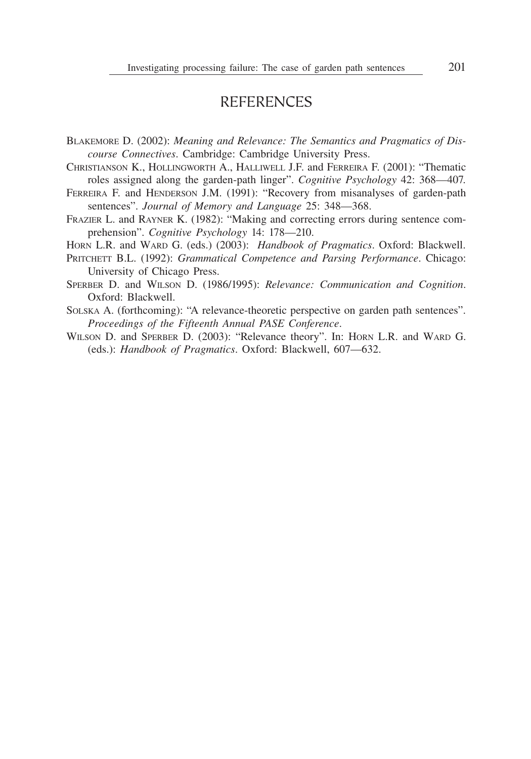## REFERENCES

Blakemore D. (2002): *Meaning and Relevance: The Semantics and Pragmatics of Discourse Connectives*. Cambridge: Cambridge University Press.

Christianson K., Hollingworth A., Halliwell J.F. and Ferreira F. (2001): "Thematic roles assigned along the garden-path linger". *Cognitive Psychology* 42: 368—407.

Ferreira F. and Henderson J.M. (1991): "Recovery from misanalyses of garden-path sentences". *Journal of Memory and Language* 25: 348—368.

Frazier L. and Rayner K. (1982): "Making and correcting errors during sentence comprehension". *Cognitive Psychology* 14: 178—210.

Horn L.R. and Ward G. (eds.) (2003): *Handbook of Pragmatics*. Oxford: Blackwell.

Pritchett B.L. (1992): *Grammatical Competence and Parsing Performance*. Chicago: University of Chicago Press.

Sperber D. and Wilson D. (1986/1995): *Relevance: Communication and Cognition*. Oxford: Blackwell.

Solska A. (forthcoming): "A relevance-theoretic perspective on garden path sentences". *Proceedings of the Fifteenth Annual PASE Conference*.

Wilson D. and Sperber D. (2003): "Relevance theory". In: Horn L.R. and Ward G. (eds.): *Handbook of Pragmatics*. Oxford: Blackwell, 607—632.